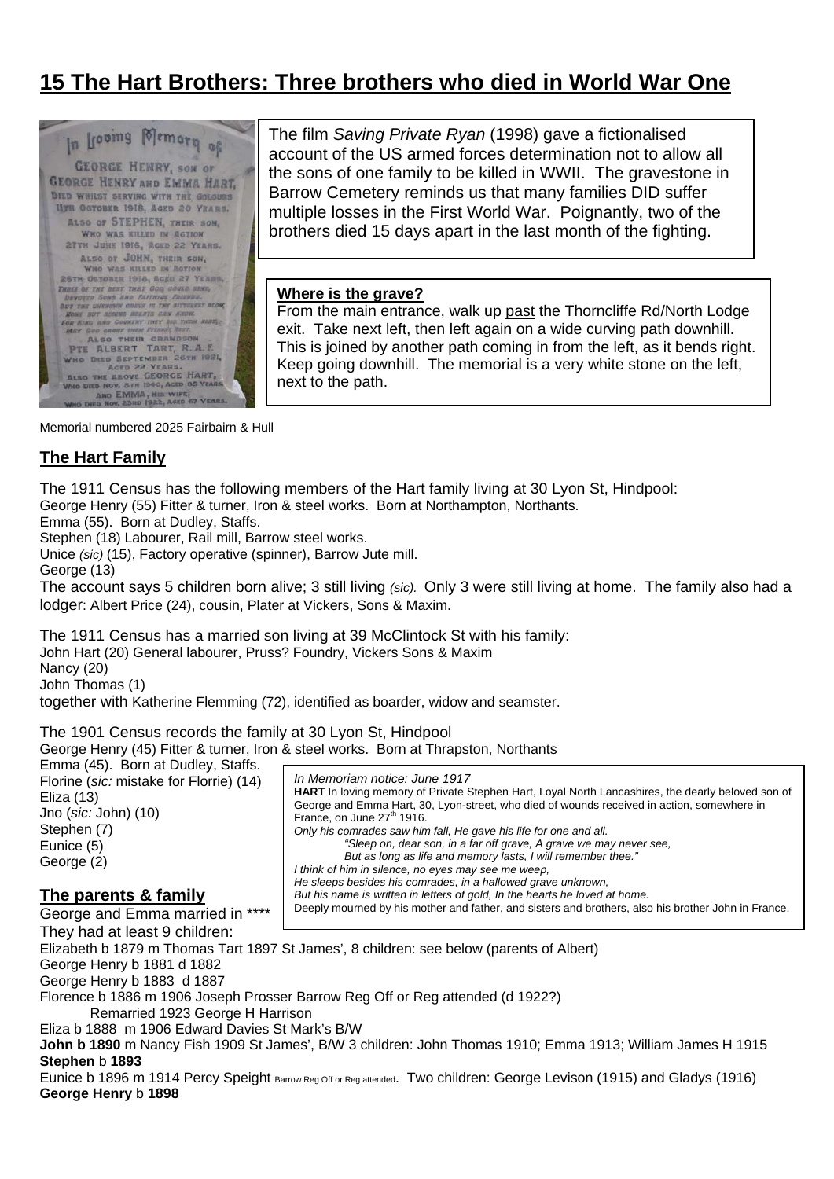# 15 The Hart Brothers: Three brothers who died in World War One

In Loving Memory of
GEORGE HENRY, SON OF
GEORGE HENRY AND EMMA HART,
DIED WHILST SERVING WITH THE COLOURS
11TH OCTOBER 1918, AGED 20 YEARS.
ALSO OF STEPHEN, THEIR SON,
WHO WAS KILLED IN ACTION
27TH JUNE 1916, AGED 22 YEARS.
ALSO OF JOHN, THEIR SON,
WHO WAS KILLED IN ACTION
26TH OCTOBER 1918, AGED 27 YEARS.
THREE OF THE BEST THAT GOD COULD SEND,
DEVOTED SONS AND FAITHFUL FRIENDS.
BUT THE UNKNOWN GRAVE IS THE BITTEREST BLOW,
NONE BUT ACHING HEARTS CAN KNOW.
FOR KING AND COUNTRY THEY DID THEIR BEST,
MAY GOD GRANT THEM ETERNAL REST.
ALSO THEIR GRANDSON
PTE ALBERT TART, R.A.F.
WHO DIED SEPTEMBER 26TH 1921,
AGED 22 YEARS.
ALSO THE ABOVE GEORGE HART,
WHO DIED NOV. 8TH 1940, AGED 85 YEARS.
AND EMMA, HIS WIFE,
WHO DIED NOV. 23RD 1922, AGED 67 YEARS.

The film *Saving Private Ryan* (1998) gave a fictionalised account of the US armed forces determination not to allow all the sons of one family to be killed in WWII. The gravestone in Barrow Cemetery reminds us that many families DID suffer multiple losses in the First World War. Poignantly, two of the brothers died 15 days apart in the last month of the fighting.

**Where is the grave?**
From the main entrance, walk up past the Thorncliffe Rd/North Lodge exit. Take next left, then left again on a wide curving path downhill. This is joined by another path coming in from the left, as it bends right. Keep going downhill. The memorial is a very white stone on the left, next to the path.

Memorial numbered 2025 Fairbairn & Hull

## The Hart Family

The 1911 Census has the following members of the Hart family living at 30 Lyon St, Hindpool:
George Henry (55) Fitter & turner, Iron & steel works. Born at Northampton, Northants.
Emma (55). Born at Dudley, Staffs.
Stephen (18) Labourer, Rail mill, Barrow steel works.
Unice *(sic)* (15), Factory operative (spinner), Barrow Jute mill.
George (13)
The account says 5 children born alive; 3 still living *(sic)*. Only 3 were still living at home. The family also had a lodger: Albert Price (24), cousin, Plater at Vickers, Sons & Maxim.

The 1911 Census has a married son living at 39 McClintock St with his family:
John Hart (20) General labourer, Pruss? Foundry, Vickers Sons & Maxim
Nancy (20)
John Thomas (1)
together with Katherine Flemming (72), identified as boarder, widow and seamster.

The 1901 Census records the family at 30 Lyon St, Hindpool
George Henry (45) Fitter & turner, Iron & steel works. Born at Thrapston, Northants
Emma (45). Born at Dudley, Staffs.
Florine (*sic:* mistake for Florrie) (14)
Eliza (13)
Jno (*sic:* John) (10)
Stephen (7)
Eunice (5)
George (2)

*In Memoriam notice: June 1917*
**HART** In loving memory of Private Stephen Hart, Loyal North Lancashires, the dearly beloved son of George and Emma Hart, 30, Lyon-street, who died of wounds received in action, somewhere in France, on June 27th 1916.
*Only his comrades saw him fall, He gave his life for one and all.*
*"Sleep on, dear son, in a far off grave, A grave we may never see,*
*But as long as life and memory lasts, I will remember thee."*
*I think of him in silence, no eyes may see me weep,*
*He sleeps besides his comrades, in a hallowed grave unknown,*
*But his name is written in letters of gold, In the hearts he loved at home.*
Deeply mourned by his mother and father, and sisters and brothers, also his brother John in France.

## The parents & family

George and Emma married in ****
They had at least 9 children:
Elizabeth b 1879 m Thomas Tart 1897 St James', 8 children: see below (parents of Albert)
George Henry b 1881 d 1882
George Henry b 1883 d 1887
Florence b 1886 m 1906 Joseph Prosser Barrow Reg Off or Reg attended (d 1922?)
Remarried 1923 George H Harrison
Eliza b 1888 m 1906 Edward Davies St Mark's B/W
**John b 1890** m Nancy Fish 1909 St James', B/W 3 children: John Thomas 1910; Emma 1913; William James H 1915
**Stephen** b **1893**
Eunice b 1896 m 1914 Percy Speight Barrow Reg Off or Reg attended. Two children: George Levison (1915) and Gladys (1916)
**George Henry** b **1898**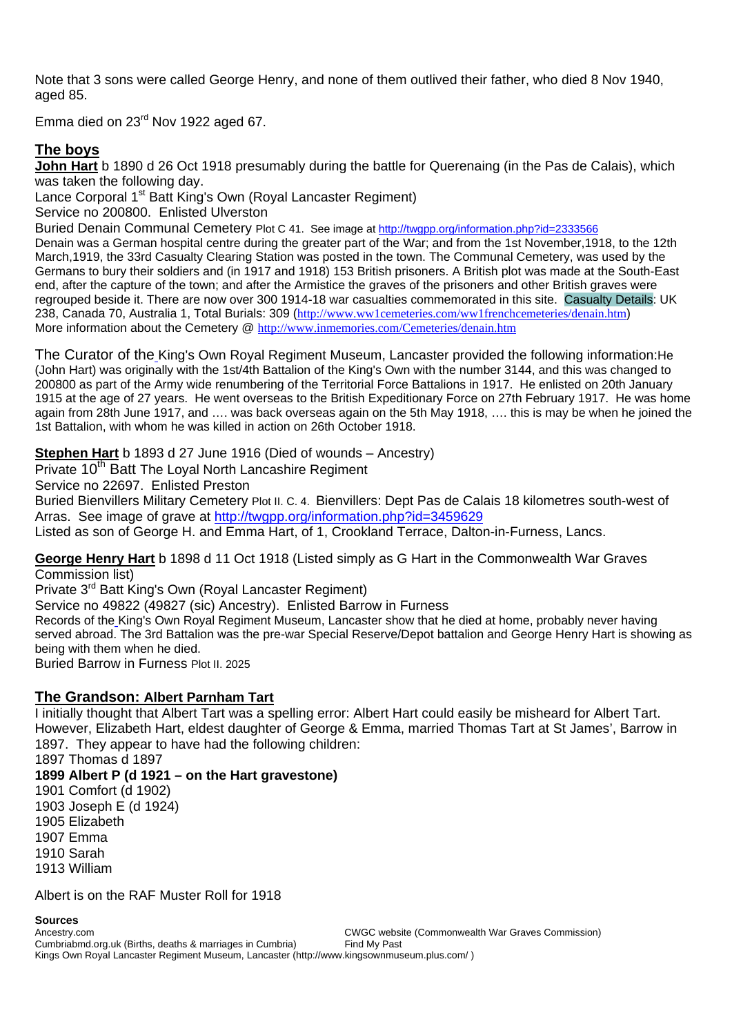Note that 3 sons were called George Henry, and none of them outlived their father, who died 8 Nov 1940, aged 85.

Emma died on 23rd Nov 1922 aged 67.

## The boys

**John Hart** b 1890 d 26 Oct 1918 presumably during the battle for Querenaing (in the Pas de Calais), which was taken the following day.

Lance Corporal 1st Batt King's Own (Royal Lancaster Regiment)

Service no 200800. Enlisted Ulverston

Buried Denain Communal Cemetery Plot C 41. See image at http://twgpp.org/information.php?id=2333566

Denain was a German hospital centre during the greater part of the War; and from the 1st November,1918, to the 12th March,1919, the 33rd Casualty Clearing Station was posted in the town. The Communal Cemetery, was used by the Germans to bury their soldiers and (in 1917 and 1918) 153 British prisoners. A British plot was made at the South-East end, after the capture of the town; and after the Armistice the graves of the prisoners and other British graves were regrouped beside it. There are now over 300 1914-18 war casualties commemorated in this site. Casualty Details: UK 238, Canada 70, Australia 1, Total Burials: 309 (http://www.ww1cemeteries.com/ww1frenchcemeteries/denain.htm)

More information about the Cemetery @ http://www.inmemories.com/Cemeteries/denain.htm

The Curator of the King's Own Royal Regiment Museum, Lancaster provided the following information:He (John Hart) was originally with the 1st/4th Battalion of the King's Own with the number 3144, and this was changed to 200800 as part of the Army wide renumbering of the Territorial Force Battalions in 1917. He enlisted on 20th January 1915 at the age of 27 years. He went overseas to the British Expeditionary Force on 27th February 1917. He was home again from 28th June 1917, and …. was back overseas again on the 5th May 1918, …. this is may be when he joined the 1st Battalion, with whom he was killed in action on 26th October 1918.

**Stephen Hart** b 1893 d 27 June 1916 (Died of wounds – Ancestry)

Private 10th Batt The Loyal North Lancashire Regiment

Service no 22697. Enlisted Preston

Buried Bienvillers Military Cemetery Plot II. C. 4. Bienvillers: Dept Pas de Calais 18 kilometres south-west of Arras. See image of grave at http://twgpp.org/information.php?id=3459629

Listed as son of George H. and Emma Hart, of 1, Crookland Terrace, Dalton-in-Furness, Lancs.

**George Henry Hart** b 1898 d 11 Oct 1918 (Listed simply as G Hart in the Commonwealth War Graves Commission list)

Private 3rd Batt King's Own (Royal Lancaster Regiment)

Service no 49822 (49827 (sic) Ancestry). Enlisted Barrow in Furness

Records of the King's Own Royal Regiment Museum, Lancaster show that he died at home, probably never having served abroad. The 3rd Battalion was the pre-war Special Reserve/Depot battalion and George Henry Hart is showing as being with them when he died.

Buried Barrow in Furness Plot II. 2025

## The Grandson: Albert Parnham Tart

I initially thought that Albert Tart was a spelling error: Albert Hart could easily be misheard for Albert Tart. However, Elizabeth Hart, eldest daughter of George & Emma, married Thomas Tart at St James', Barrow in 1897. They appear to have had the following children:

1897 Thomas d 1897

**1899 Albert P (d 1921 – on the Hart gravestone)**

1901 Comfort (d 1902)

1903 Joseph E (d 1924)

1905 Elizabeth

1907 Emma

1910 Sarah

1913 William

Albert is on the RAF Muster Roll for 1918

**Sources**

Ancestry.com

CWGC website (Commonwealth War Graves Commission)

Cumbriabmd.org.uk (Births, deaths & marriages in Cumbria)

Find My Past

Kings Own Royal Lancaster Regiment Museum, Lancaster (http://www.kingsownmuseum.plus.com/ )